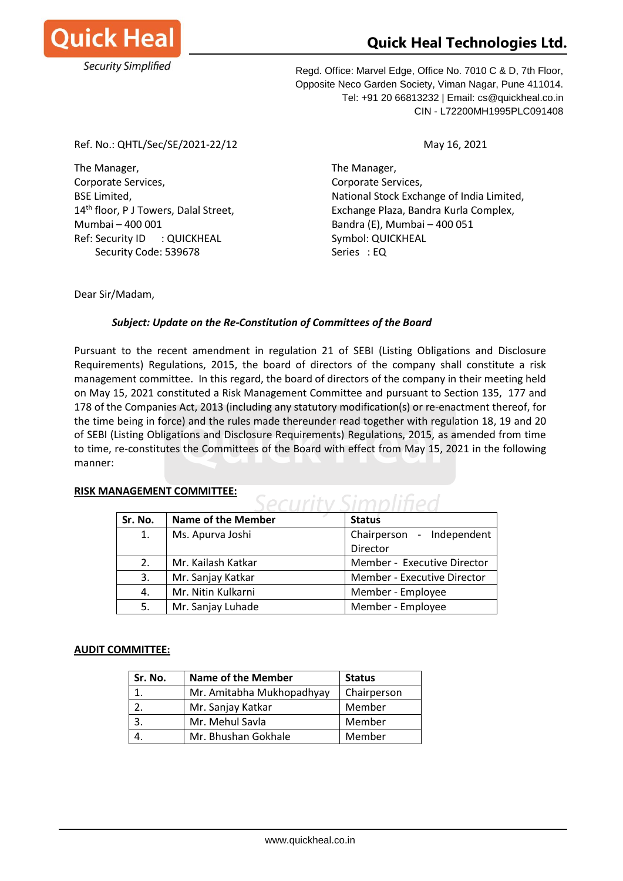# Quick Heal Technologies Ltd.

Regd. Office: Marvel Edge, Office No. 7010 C & D, 7th Floor,
Opposite Neco Garden Society, Viman Nagar, Pune 411014.
Tel: +91 20 66813232 | Email: cs@quickheal.co.in
CIN - L72200MH1995PLC091408

Ref. No.: QHTL/Sec/SE/2021-22/12

May 16, 2021

The Manager,
Corporate Services,
BSE Limited,
14th floor, P J Towers, Dalal Street,
Mumbai – 400 001
Ref: Security ID : QUICKHEAL
Security Code: 539678

The Manager,
Corporate Services,
National Stock Exchange of India Limited,
Exchange Plaza, Bandra Kurla Complex,
Bandra (E), Mumbai – 400 051
Symbol: QUICKHEAL
Series : EQ

Dear Sir/Madam,

***Subject: Update on the Re-Constitution of Committees of the Board***

Pursuant to the recent amendment in regulation 21 of SEBI (Listing Obligations and Disclosure Requirements) Regulations, 2015, the board of directors of the company shall constitute a risk management committee. In this regard, the board of directors of the company in their meeting held on May 15, 2021 constituted a Risk Management Committee and pursuant to Section 135, 177 and 178 of the Companies Act, 2013 (including any statutory modification(s) or re-enactment thereof, for the time being in force) and the rules made thereunder read together with regulation 18, 19 and 20 of SEBI (Listing Obligations and Disclosure Requirements) Regulations, 2015, as amended from time to time, re-constitutes the Committees of the Board with effect from May 15, 2021 in the following manner:

**RISK MANAGEMENT COMMITTEE:**

| Sr. No. | Name of the Member | Status |
|---|---|---|
| 1. | Ms. Apurva Joshi | Chairperson - Independent Director |
| 2. | Mr. Kailash Katkar | Member - Executive Director |
| 3. | Mr. Sanjay Katkar | Member - Executive Director |
| 4. | Mr. Nitin Kulkarni | Member - Employee |
| 5. | Mr. Sanjay Luhade | Member - Employee |

**AUDIT COMMITTEE:**

| Sr. No. | Name of the Member | Status |
|---|---|---|
| 1. | Mr. Amitabha Mukhopadhyay | Chairperson |
| 2. | Mr. Sanjay Katkar | Member |
| 3. | Mr. Mehul Savla | Member |
| 4. | Mr. Bhushan Gokhale | Member |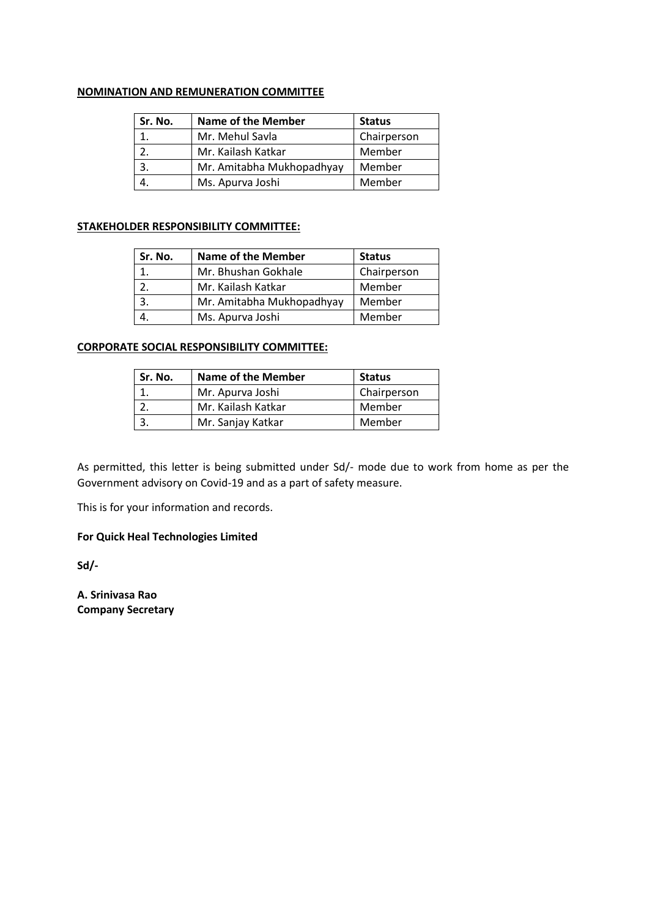**NOMINATION AND REMUNERATION COMMITTEE**

| Sr. No. | Name of the Member | Status |
|---|---|---|
| 1. | Mr. Mehul Savla | Chairperson |
| 2. | Mr. Kailash Katkar | Member |
| 3. | Mr. Amitabha Mukhopadhyay | Member |
| 4. | Ms. Apurva Joshi | Member |

**STAKEHOLDER RESPONSIBILITY COMMITTEE:**

| Sr. No. | Name of the Member | Status |
|---|---|---|
| 1. | Mr. Bhushan Gokhale | Chairperson |
| 2. | Mr. Kailash Katkar | Member |
| 3. | Mr. Amitabha Mukhopadhyay | Member |
| 4. | Ms. Apurva Joshi | Member |

**CORPORATE SOCIAL RESPONSIBILITY COMMITTEE:**

| Sr. No. | Name of the Member | Status |
|---|---|---|
| 1. | Mr. Apurva Joshi | Chairperson |
| 2. | Mr. Kailash Katkar | Member |
| 3. | Mr. Sanjay Katkar | Member |

As permitted, this letter is being submitted under Sd/- mode due to work from home as per the Government advisory on Covid-19 and as a part of safety measure.

This is for your information and records.

**For Quick Heal Technologies Limited**

**Sd/-**

**A. Srinivasa Rao**
**Company Secretary**